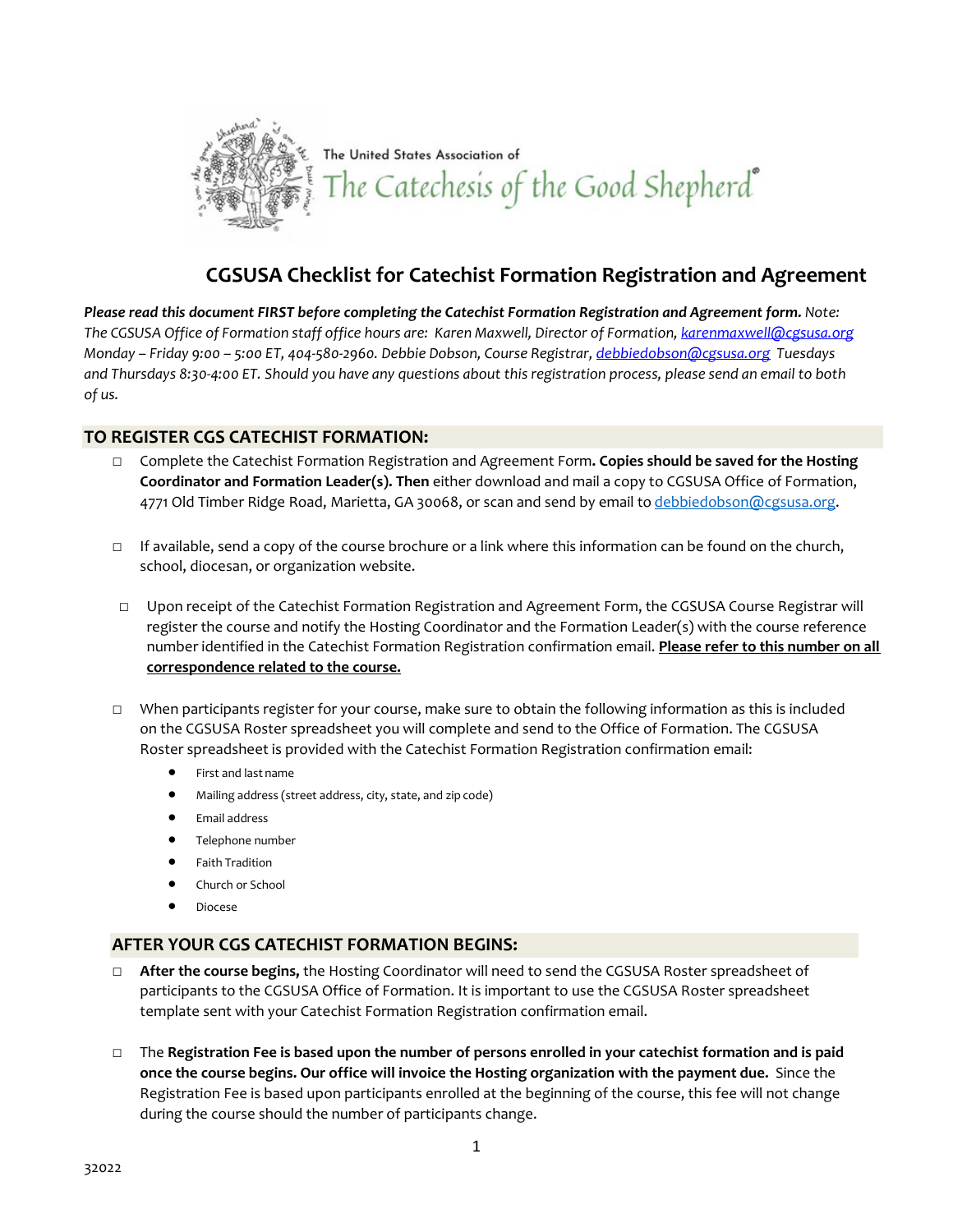The United States Association of

The Catechesis of the Good Shepherd®

# CGSUSA Checklist for Catechist Formation Registration and Agreement

***Please read this document FIRST before completing the Catechist Formation Registration and Agreement form.*** *Note: The CGSUSA Office of Formation staff office hours are: Karen Maxwell, Director of Formation, karenmaxwell@cgsusa.org Monday – Friday 9:00 – 5:00 ET, 404-580-2960. Debbie Dobson, Course Registrar, debbiedobson@cgsusa.org Tuesdays and Thursdays 8:30-4:00 ET. Should you have any questions about this registration process, please send an email to both of us.*

## TO REGISTER CGS CATECHIST FORMATION:

- ☐ Complete the Catechist Formation Registration and Agreement Form**. Copies should be saved for the Hosting Coordinator and Formation Leader(s). Then** either download and mail a copy to CGSUSA Office of Formation, 4771 Old Timber Ridge Road, Marietta, GA 30068, or scan and send by email to debbiedobson@cgsusa.org.

- ☐ If available, send a copy of the course brochure or a link where this information can be found on the church, school, diocesan, or organization website.

- ☐ Upon receipt of the Catechist Formation Registration and Agreement Form, the CGSUSA Course Registrar will register the course and notify the Hosting Coordinator and the Formation Leader(s) with the course reference number identified in the Catechist Formation Registration confirmation email. **<u>Please refer to this number on all correspondence related to the course.</u>**

- ☐ When participants register for your course, make sure to obtain the following information as this is included on the CGSUSA Roster spreadsheet you will complete and send to the Office of Formation. The CGSUSA Roster spreadsheet is provided with the Catechist Formation Registration confirmation email:
  - First and last name
  - Mailing address (street address, city, state, and zip code)
  - Email address
  - Telephone number
  - Faith Tradition
  - Church or School
  - Diocese

## AFTER YOUR CGS CATECHIST FORMATION BEGINS:

- ☐ **After the course begins,** the Hosting Coordinator will need to send the CGSUSA Roster spreadsheet of participants to the CGSUSA Office of Formation. It is important to use the CGSUSA Roster spreadsheet template sent with your Catechist Formation Registration confirmation email.

- ☐ The **Registration Fee is based upon the number of persons enrolled in your catechist formation and is paid once the course begins. Our office will invoice the Hosting organization with the payment due.** Since the Registration Fee is based upon participants enrolled at the beginning of the course, this fee will not change during the course should the number of participants change.

32022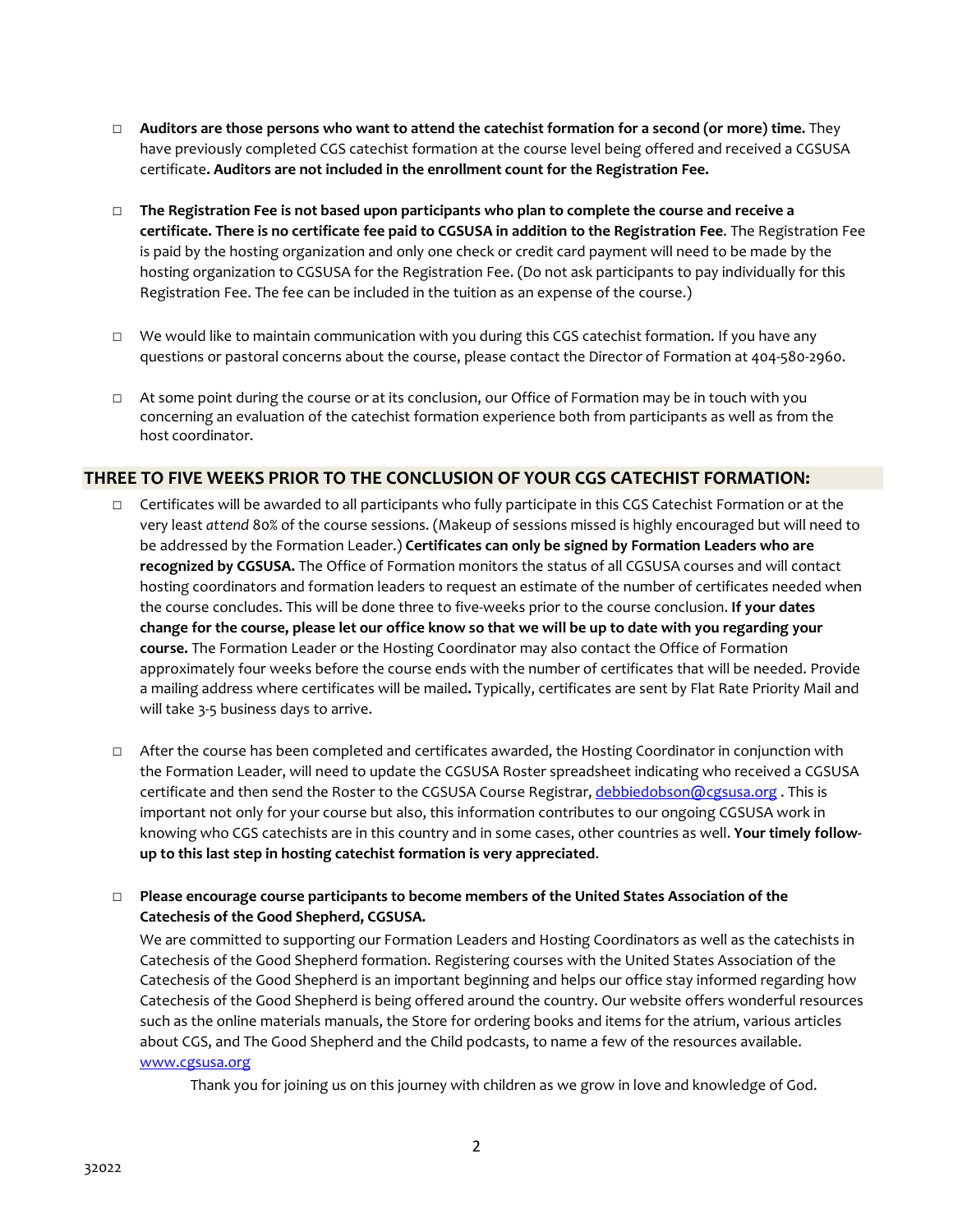- ☐ **Auditors are those persons who want to attend the catechist formation for a second (or more) time.** They have previously completed CGS catechist formation at the course level being offered and received a CGSUSA certificate**. Auditors are not included in the enrollment count for the Registration Fee.**

- ☐ **The Registration Fee is not based upon participants who plan to complete the course and receive a certificate. There is no certificate fee paid to CGSUSA in addition to the Registration Fee**. The Registration Fee is paid by the hosting organization and only one check or credit card payment will need to be made by the hosting organization to CGSUSA for the Registration Fee. (Do not ask participants to pay individually for this Registration Fee. The fee can be included in the tuition as an expense of the course.)

- ☐ We would like to maintain communication with you during this CGS catechist formation. If you have any questions or pastoral concerns about the course, please contact the Director of Formation at 404-580-2960.

- ☐ At some point during the course or at its conclusion, our Office of Formation may be in touch with you concerning an evaluation of the catechist formation experience both from participants as well as from the host coordinator.

## THREE TO FIVE WEEKS PRIOR TO THE CONCLUSION OF YOUR CGS CATECHIST FORMATION:

- ☐ Certificates will be awarded to all participants who fully participate in this CGS Catechist Formation or at the very least *attend* 80% of the course sessions. (Makeup of sessions missed is highly encouraged but will need to be addressed by the Formation Leader.) **Certificates can only be signed by Formation Leaders who are recognized by CGSUSA.** The Office of Formation monitors the status of all CGSUSA courses and will contact hosting coordinators and formation leaders to request an estimate of the number of certificates needed when the course concludes. This will be done three to five-weeks prior to the course conclusion. **If your dates change for the course, please let our office know so that we will be up to date with you regarding your course.** The Formation Leader or the Hosting Coordinator may also contact the Office of Formation approximately four weeks before the course ends with the number of certificates that will be needed. Provide a mailing address where certificates will be mailed**.** Typically, certificates are sent by Flat Rate Priority Mail and will take 3-5 business days to arrive.

- ☐ After the course has been completed and certificates awarded, the Hosting Coordinator in conjunction with the Formation Leader, will need to update the CGSUSA Roster spreadsheet indicating who received a CGSUSA certificate and then send the Roster to the CGSUSA Course Registrar, [debbiedobson@cgsusa.org](mailto:debbiedobson@cgsusa.org) . This is important not only for your course but also, this information contributes to our ongoing CGSUSA work in knowing who CGS catechists are in this country and in some cases, other countries as well. **Your timely follow-up to this last step in hosting catechist formation is very appreciated**.

- ☐ **Please encourage course participants to become members of the United States Association of the Catechesis of the Good Shepherd, CGSUSA.**

  We are committed to supporting our Formation Leaders and Hosting Coordinators as well as the catechists in Catechesis of the Good Shepherd formation. Registering courses with the United States Association of the Catechesis of the Good Shepherd is an important beginning and helps our office stay informed regarding how Catechesis of the Good Shepherd is being offered around the country. Our website offers wonderful resources such as the online materials manuals, the Store for ordering books and items for the atrium, various articles about CGS, and The Good Shepherd and the Child podcasts, to name a few of the resources available. [www.cgsusa.org](http://www.cgsusa.org)

  Thank you for joining us on this journey with children as we grow in love and knowledge of God.

32022